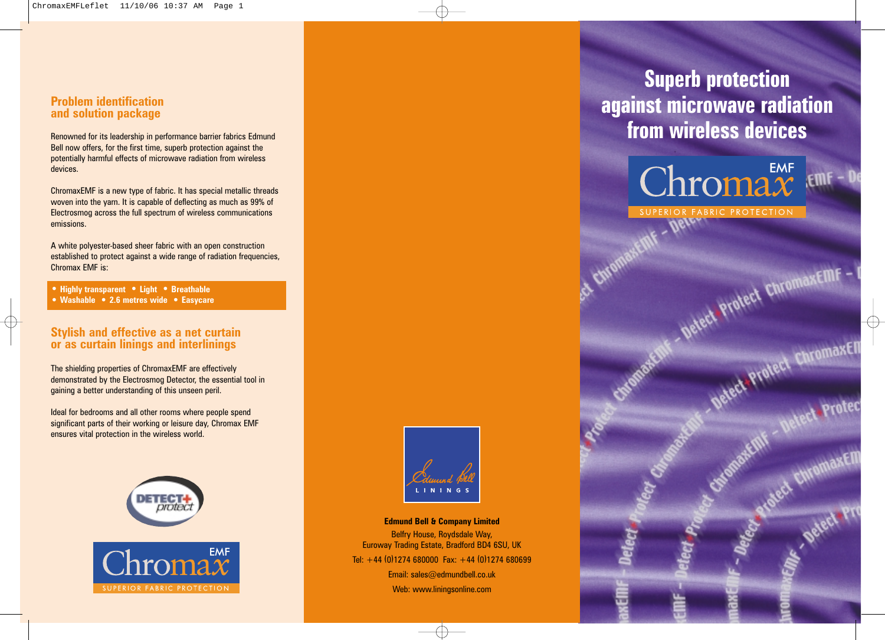# Superb protection against microwave radiation from wireless devices

ChromaxEMF
SUPERIOR FABRIC PROTECTION

## Problem identification and solution package

Renowned for its leadership in performance barrier fabrics Edmund Bell now offers, for the first time, superb protection against the potentially harmful effects of microwave radiation from wireless devices.

ChromaxEMF is a new type of fabric. It has special metallic threads woven into the yarn. It is capable of deflecting as much as 99% of Electrosmog across the full spectrum of wireless communications emissions.

A white polyester-based sheer fabric with an open construction established to protect against a wide range of radiation frequencies, Chromax EMF is:

- **Highly transparent**
- **Light**
- **Breathable**
- **Washable**
- **2.6 metres wide**
- **Easycare**

## Stylish and effective as a net curtain or as curtain linings and interlinings

The shielding properties of ChromaxEMF are effectively demonstrated by the Electrosmog Detector, the essential tool in gaining a better understanding of this unseen peril.

Ideal for bedrooms and all other rooms where people spend significant parts of their working or leisure day, Chromax EMF ensures vital protection in the wireless world.

DETECT+protect

ChromaxEMF
SUPERIOR FABRIC PROTECTION

Edmund Bell LININGS

**Edmund Bell & Company Limited**
Belfry House, Roydsdale Way,
Euroway Trading Estate, Bradford BD4 6SU, UK
Tel: +44 (0)1274 680000 Fax: +44 (0)1274 680699
Email: sales@edmundbell.co.uk
Web: www.liningsonline.com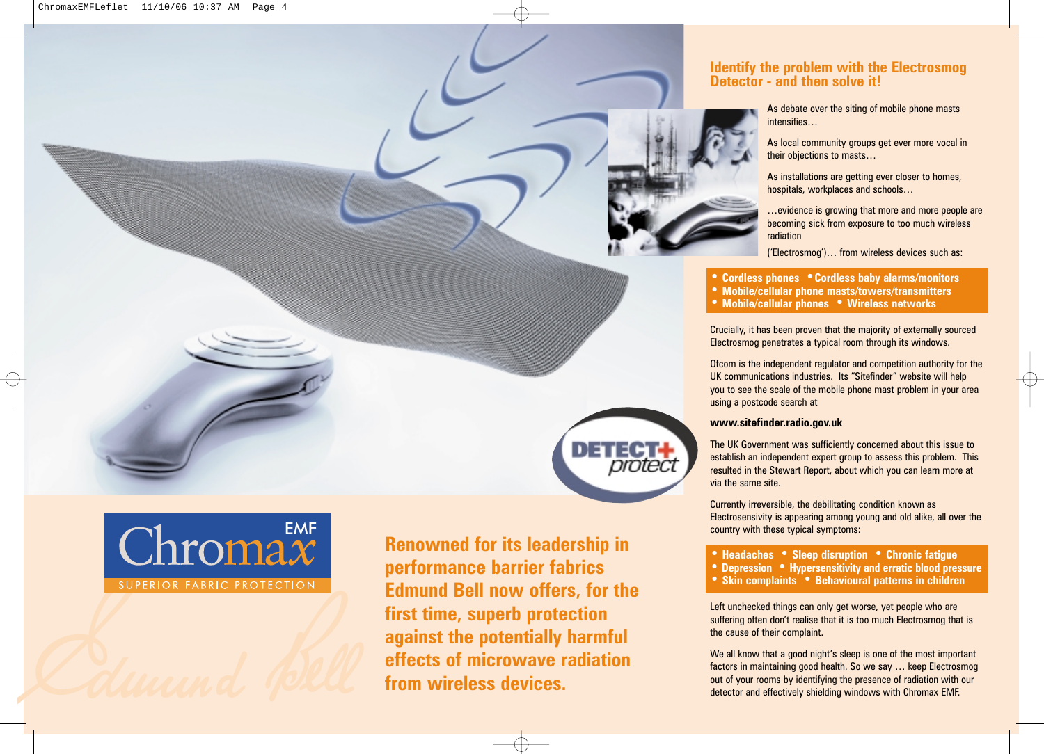## Identify the problem with the Electrosmog Detector - and then solve it!

As debate over the siting of mobile phone masts intensifies…

As local community groups get ever more vocal in their objections to masts…

As installations are getting ever closer to homes, hospitals, workplaces and schools…

…evidence is growing that more and more people are becoming sick from exposure to too much wireless radiation ('Electrosmog')… from wireless devices such as:

- **Cordless phones** • **Cordless baby alarms/monitors**
- **Mobile/cellular phone masts/towers/transmitters**
- **Mobile/cellular phones** • **Wireless networks**

Crucially, it has been proven that the majority of externally sourced Electrosmog penetrates a typical room through its windows.

Ofcom is the independent regulator and competition authority for the UK communications industries. Its "Sitefinder" website will help you to see the scale of the mobile phone mast problem in your area using a postcode search at

**www.sitefinder.radio.gov.uk**

The UK Government was sufficiently concerned about this issue to establish an independent expert group to assess this problem. This resulted in the Stewart Report, about which you can learn more at via the same site.

Currently irreversible, the debilitating condition known as Electrosensivity is appearing among young and old alike, all over the country with these typical symptoms:

- **Headaches** • **Sleep disruption** • **Chronic fatigue**
- **Depression** • **Hypersensitivity and erratic blood pressure**
- **Skin complaints** • **Behavioural patterns in children**

Left unchecked things can only get worse, yet people who are suffering often don't realise that it is too much Electrosmog that is the cause of their complaint.

We all know that a good night's sleep is one of the most important factors in maintaining good health. So we say … keep Electrosmog out of your rooms by identifying the presence of radiation with our detector and effectively shielding windows with Chromax EMF.

DETECT+ protect

Chromax EMF

SUPERIOR FABRIC PROTECTION

Edmund Bell

**Renowned for its leadership in performance barrier fabrics Edmund Bell now offers, for the first time, superb protection against the potentially harmful effects of microwave radiation from wireless devices.**